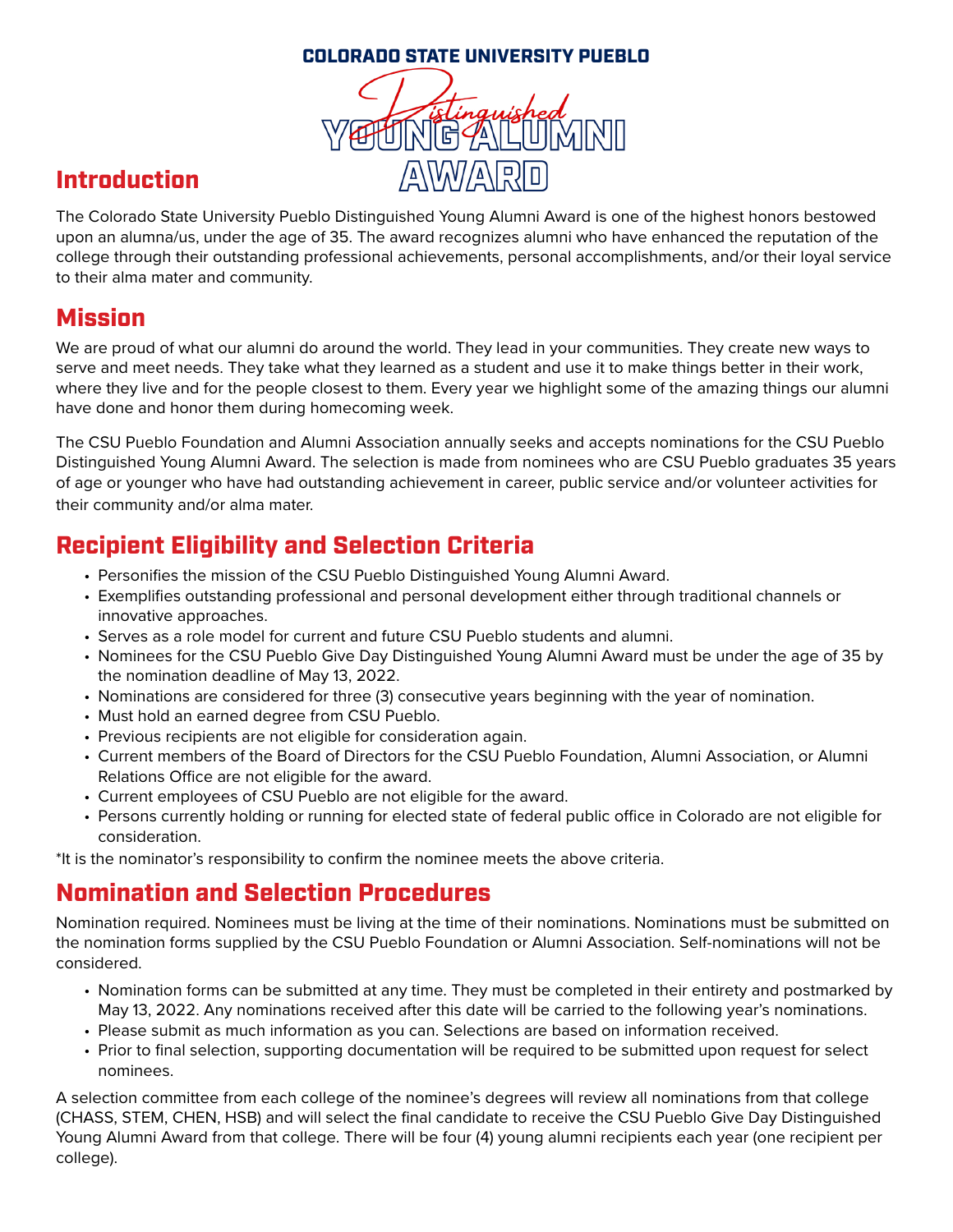COLORADO STATE UNIVERSITY PUEBLO

# Distinguished YOUNG ALUMNI AWARD

## Introduction

The Colorado State University Pueblo Distinguished Young Alumni Award is one of the highest honors bestowed upon an alumna/us, under the age of 35. The award recognizes alumni who have enhanced the reputation of the college through their outstanding professional achievements, personal accomplishments, and/or their loyal service to their alma mater and community.

## Mission

We are proud of what our alumni do around the world. They lead in your communities. They create new ways to serve and meet needs. They take what they learned as a student and use it to make things better in their work, where they live and for the people closest to them. Every year we highlight some of the amazing things our alumni have done and honor them during homecoming week.

The CSU Pueblo Foundation and Alumni Association annually seeks and accepts nominations for the CSU Pueblo Distinguished Young Alumni Award. The selection is made from nominees who are CSU Pueblo graduates 35 years of age or younger who have had outstanding achievement in career, public service and/or volunteer activities for their community and/or alma mater.

## Recipient Eligibility and Selection Criteria

- Personifies the mission of the CSU Pueblo Distinguished Young Alumni Award.
- Exemplifies outstanding professional and personal development either through traditional channels or innovative approaches.
- Serves as a role model for current and future CSU Pueblo students and alumni.
- Nominees for the CSU Pueblo Give Day Distinguished Young Alumni Award must be under the age of 35 by the nomination deadline of May 13, 2022.
- Nominations are considered for three (3) consecutive years beginning with the year of nomination.
- Must hold an earned degree from CSU Pueblo.
- Previous recipients are not eligible for consideration again.
- Current members of the Board of Directors for the CSU Pueblo Foundation, Alumni Association, or Alumni Relations Office are not eligible for the award.
- Current employees of CSU Pueblo are not eligible for the award.
- Persons currently holding or running for elected state of federal public office in Colorado are not eligible for consideration.

*It is the nominator's responsibility to confirm the nominee meets the above criteria.

## Nomination and Selection Procedures

Nomination required. Nominees must be living at the time of their nominations. Nominations must be submitted on the nomination forms supplied by the CSU Pueblo Foundation or Alumni Association. Self-nominations will not be considered.

- Nomination forms can be submitted at any time. They must be completed in their entirety and postmarked by May 13, 2022. Any nominations received after this date will be carried to the following year's nominations.
- Please submit as much information as you can. Selections are based on information received.
- Prior to final selection, supporting documentation will be required to be submitted upon request for select nominees.

A selection committee from each college of the nominee's degrees will review all nominations from that college (CHASS, STEM, CHEN, HSB) and will select the final candidate to receive the CSU Pueblo Give Day Distinguished Young Alumni Award from that college. There will be four (4) young alumni recipients each year (one recipient per college).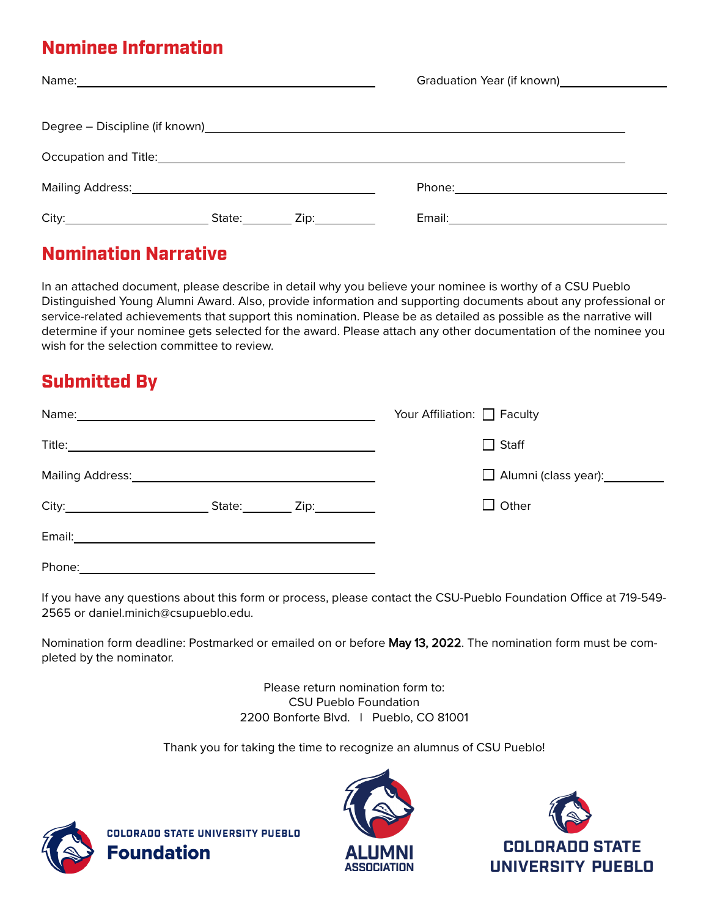## Nominee Information

Name: ______________________ Graduation Year (if known) ______________

Degree – Discipline (if known) ______________________

Occupation and Title: ______________________

Mailing Address: ______________________ Phone: ______________________

City: ____________ State: ________ Zip: ________ Email: ______________________

## Nomination Narrative

In an attached document, please describe in detail why you believe your nominee is worthy of a CSU Pueblo Distinguished Young Alumni Award. Also, provide information and supporting documents about any professional or service-related achievements that support this nomination. Please be as detailed as possible as the narrative will determine if your nominee gets selected for the award. Please attach any other documentation of the nominee you wish for the selection committee to review.

## Submitted By

Name: ______________________

Title: ______________________

Mailing Address: ______________________

City: ____________ State: ________ Zip: ________

Email: ______________________

Phone: ______________________

Your Affiliation:

- ☐ Faculty
- ☐ Staff
- ☐ Alumni (class year): ________
- ☐ Other

If you have any questions about this form or process, please contact the CSU-Pueblo Foundation Office at 719-549-2565 or daniel.minich@csupueblo.edu.

Nomination form deadline: Postmarked or emailed on or before **May 13, 2022**. The nomination form must be completed by the nominator.

Please return nomination form to:
CSU Pueblo Foundation
2200 Bonforte Blvd. | Pueblo, CO 81001

Thank you for taking the time to recognize an alumnus of CSU Pueblo!

COLORADO STATE UNIVERSITY PUEBLO
Foundation

ALUMNI
ASSOCIATION

COLORADO STATE
UNIVERSITY PUEBLO